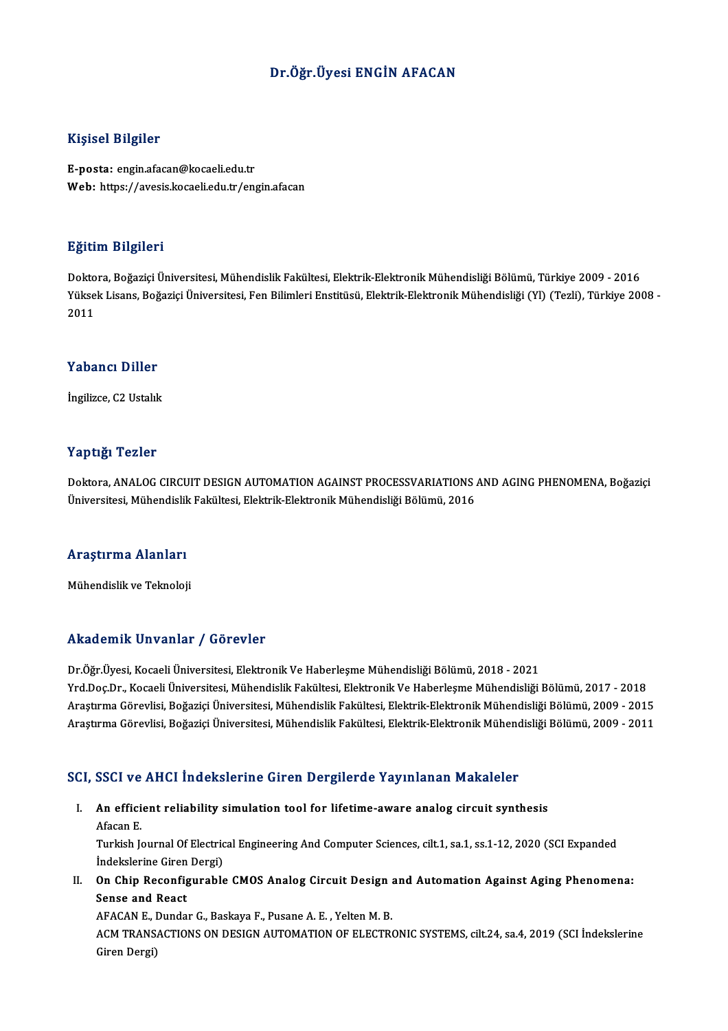# Dr.Öğr.Üyesi ENGİN AFACAN

## Kişisel Bilgiler

**E-posta:** engin.afacan@kocaeli.edu.tr
**Web:** https://avesis.kocaeli.edu.tr/engin.afacan

## Eğitim Bilgileri

Doktora, Boğaziçi Üniversitesi, Mühendislik Fakültesi, Elektrik-Elektronik Mühendisliği Bölümü, Türkiye 2009 - 2016
Yüksek Lisans, Boğaziçi Üniversitesi, Fen Bilimleri Enstitüsü, Elektrik-Elektronik Mühendisliği (Yl) (Tezli), Türkiye 2008 - 2011

## Yabancı Diller

İngilizce, C2 Ustalık

## Yaptığı Tezler

Doktora, ANALOG CIRCUIT DESIGN AUTOMATION AGAINST PROCESSVARIATIONS AND AGING PHENOMENA, Boğaziçi Üniversitesi, Mühendislik Fakültesi, Elektrik-Elektronik Mühendisliği Bölümü, 2016

## Araştırma Alanları

Mühendislik ve Teknoloji

## Akademik Unvanlar / Görevler

Dr.Öğr.Üyesi, Kocaeli Üniversitesi, Elektronik Ve Haberleşme Mühendisliği Bölümü, 2018 - 2021
Yrd.Doç.Dr., Kocaeli Üniversitesi, Mühendislik Fakültesi, Elektronik Ve Haberleşme Mühendisliği Bölümü, 2017 - 2018
Araştırma Görevlisi, Boğaziçi Üniversitesi, Mühendislik Fakültesi, Elektrik-Elektronik Mühendisliği Bölümü, 2009 - 2015
Araştırma Görevlisi, Boğaziçi Üniversitesi, Mühendislik Fakültesi, Elektrik-Elektronik Mühendisliği Bölümü, 2009 - 2011

## SCI, SSCI ve AHCI İndekslerine Giren Dergilerde Yayınlanan Makaleler

I. **An efficient reliability simulation tool for lifetime-aware analog circuit synthesis**
   Afacan E.
   Turkish Journal Of Electrical Engineering And Computer Sciences, cilt.1, sa.1, ss.1-12, 2020 (SCI Expanded İndekslerine Giren Dergi)

II. **On Chip Reconfigurable CMOS Analog Circuit Design and Automation Against Aging Phenomena: Sense and React**
   AFACAN E., Dundar G., Baskaya F., Pusane A. E. , Yelten M. B.
   ACM TRANSACTIONS ON DESIGN AUTOMATION OF ELECTRONIC SYSTEMS, cilt.24, sa.4, 2019 (SCI İndekslerine Giren Dergi)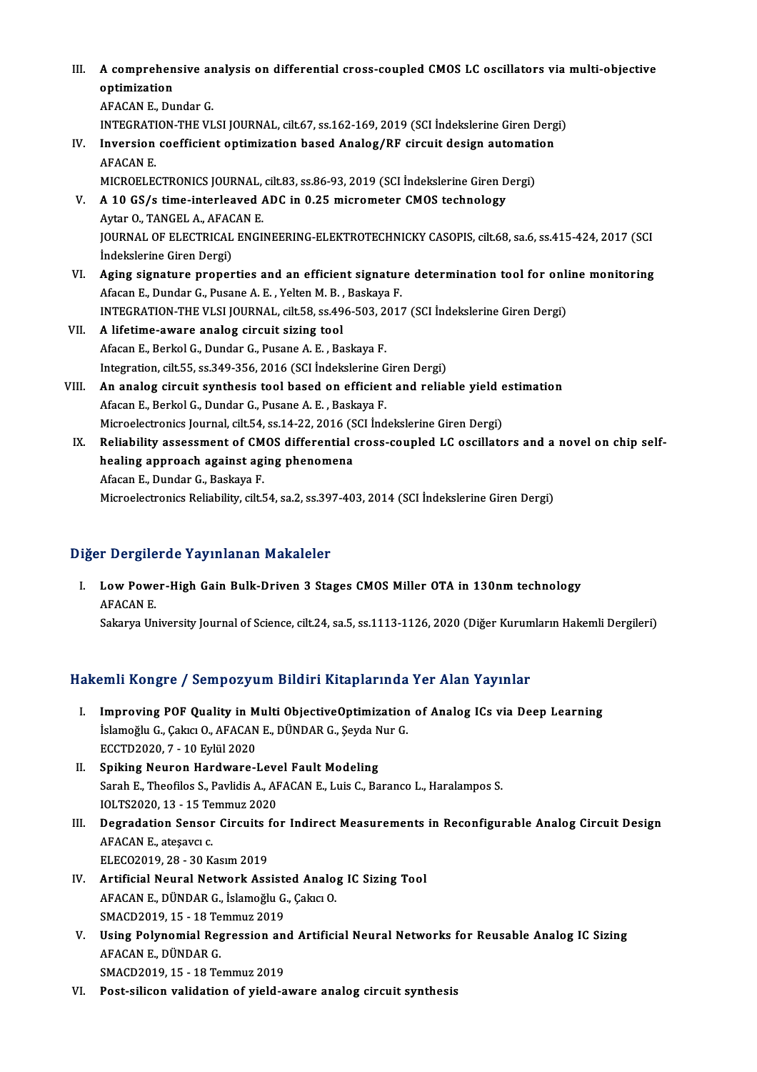III. **A comprehensive analysis on differential cross-coupled CMOS LC oscillators via multi-objective optimization**
AFACAN E., Dundar G.
INTEGRATION-THE VLSI JOURNAL, cilt.67, ss.162-169, 2019 (SCI İndekslerine Giren Dergi)

IV. **Inversion coefficient optimization based Analog/RF circuit design automation**
AFACAN E.
MICROELECTRONICS JOURNAL, cilt.83, ss.86-93, 2019 (SCI İndekslerine Giren Dergi)

V. **A 10 GS/s time-interleaved ADC in 0.25 micrometer CMOS technology**
Aytar O., TANGEL A., AFACAN E.
JOURNAL OF ELECTRICAL ENGINEERING-ELEKTROTECHNICKY CASOPIS, cilt.68, sa.6, ss.415-424, 2017 (SCI İndekslerine Giren Dergi)

VI. **Aging signature properties and an efficient signature determination tool for online monitoring**
Afacan E., Dundar G., Pusane A. E. , Yelten M. B. , Baskaya F.
INTEGRATION-THE VLSI JOURNAL, cilt.58, ss.496-503, 2017 (SCI İndekslerine Giren Dergi)

VII. **A lifetime-aware analog circuit sizing tool**
Afacan E., Berkol G., Dundar G., Pusane A. E. , Baskaya F.
Integration, cilt.55, ss.349-356, 2016 (SCI İndekslerine Giren Dergi)

VIII. **An analog circuit synthesis tool based on efficient and reliable yield estimation**
Afacan E., Berkol G., Dundar G., Pusane A. E. , Baskaya F.
Microelectronics Journal, cilt.54, ss.14-22, 2016 (SCI İndekslerine Giren Dergi)

IX. **Reliability assessment of CMOS differential cross-coupled LC oscillators and a novel on chip self-healing approach against aging phenomena**
Afacan E., Dundar G., Baskaya F.
Microelectronics Reliability, cilt.54, sa.2, ss.397-403, 2014 (SCI İndekslerine Giren Dergi)

## Diğer Dergilerde Yayınlanan Makaleler

I. **Low Power-High Gain Bulk-Driven 3 Stages CMOS Miller OTA in 130nm technology**
AFACAN E.
Sakarya University Journal of Science, cilt.24, sa.5, ss.1113-1126, 2020 (Diğer Kurumların Hakemli Dergileri)

## Hakemli Kongre / Sempozyum Bildiri Kitaplarında Yer Alan Yayınlar

I. **Improving POF Quality in Multi ObjectiveOptimization of Analog ICs via Deep Learning**
İslamoğlu G., Çakıcı O., AFACAN E., DÜNDAR G., Şeyda Nur G.
ECCTD2020, 7 - 10 Eylül 2020

II. **Spiking Neuron Hardware-Level Fault Modeling**
Sarah E., Theofilos S., Pavlidis A., AFACAN E., Luis C., Baranco L., Haralampos S.
IOLTS2020, 13 - 15 Temmuz 2020

III. **Degradation Sensor Circuits for Indirect Measurements in Reconfigurable Analog Circuit Design**
AFACAN E., ateşavcı c.
ELECO2019, 28 - 30 Kasım 2019

IV. **Artificial Neural Network Assisted Analog IC Sizing Tool**
AFACAN E., DÜNDAR G., İslamoğlu G., Çakıcı O.
SMACD2019, 15 - 18 Temmuz 2019

V. **Using Polynomial Regression and Artificial Neural Networks for Reusable Analog IC Sizing**
AFACAN E., DÜNDAR G.
SMACD2019, 15 - 18 Temmuz 2019

VI. **Post-silicon validation of yield-aware analog circuit synthesis**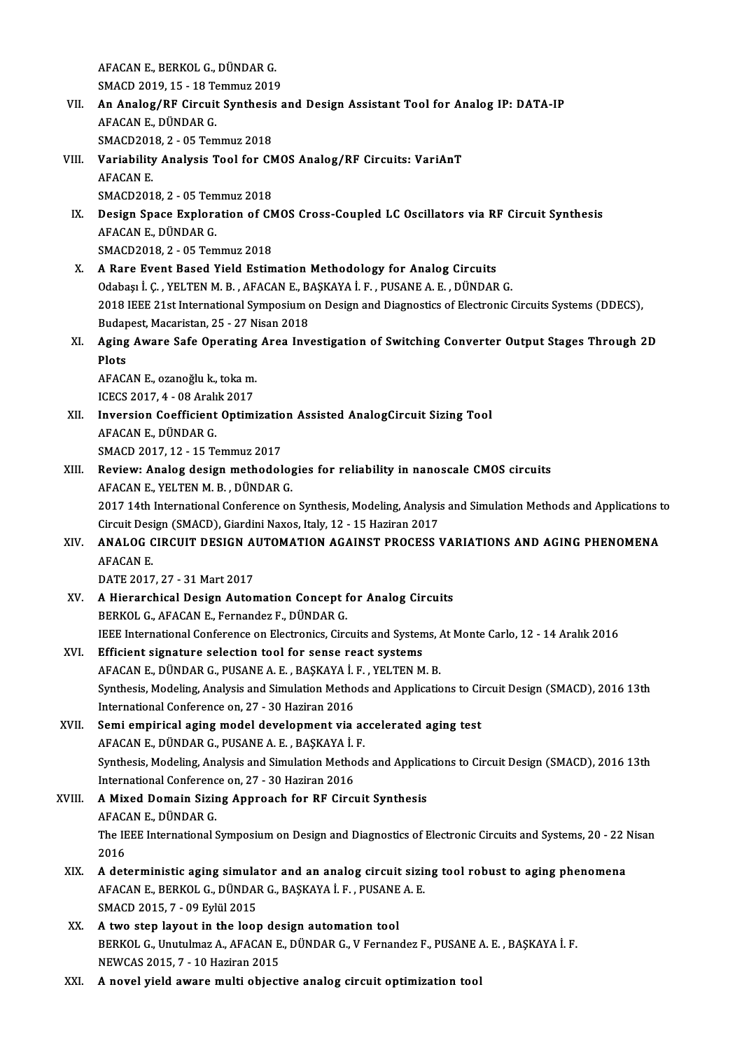AFACAN E., BERKOL G., DÜNDAR G.
SMACD 2019, 15 - 18 Temmuz 2019

VII. An Analog/RF Circuit Synthesis and Design Assistant Tool for Analog IP: DATA-IP
AFACAN E., DÜNDAR G.
SMACD2018, 2 - 05 Temmuz 2018

VIII. Variability Analysis Tool for CMOS Analog/RF Circuits: VariAnT
AFACAN E.
SMACD2018, 2 - 05 Temmuz 2018

IX. Design Space Exploration of CMOS Cross-Coupled LC Oscillators via RF Circuit Synthesis
AFACAN E., DÜNDAR G.
SMACD2018, 2 - 05 Temmuz 2018

X. A Rare Event Based Yield Estimation Methodology for Analog Circuits
Odabaşı İ. Ç. , YELTEN M. B. , AFACAN E., BAŞKAYA İ. F. , PUSANE A. E. , DÜNDAR G.
2018 IEEE 21st International Symposium on Design and Diagnostics of Electronic Circuits Systems (DDECS), Budapest, Macaristan, 25 - 27 Nisan 2018

XI. Aging Aware Safe Operating Area Investigation of Switching Converter Output Stages Through 2D Plots
AFACAN E., ozanoğlu k., toka m.
ICECS 2017, 4 - 08 Aralık 2017

XII. Inversion Coefficient Optimization Assisted AnalogCircuit Sizing Tool
AFACAN E., DÜNDAR G.
SMACD 2017, 12 - 15 Temmuz 2017

XIII. Review: Analog design methodologies for reliability in nanoscale CMOS circuits
AFACAN E., YELTEN M. B. , DÜNDAR G.
2017 14th International Conference on Synthesis, Modeling, Analysis and Simulation Methods and Applications to Circuit Design (SMACD), Giardini Naxos, Italy, 12 - 15 Haziran 2017

XIV. ANALOG CIRCUIT DESIGN AUTOMATION AGAINST PROCESS VARIATIONS AND AGING PHENOMENA
AFACAN E.
DATE 2017, 27 - 31 Mart 2017

XV. A Hierarchical Design Automation Concept for Analog Circuits
BERKOL G., AFACAN E., Fernandez F., DÜNDAR G.
IEEE International Conference on Electronics, Circuits and Systems, At Monte Carlo, 12 - 14 Aralık 2016

XVI. Efficient signature selection tool for sense react systems
AFACAN E., DÜNDAR G., PUSANE A. E. , BAŞKAYA İ. F. , YELTEN M. B.
Synthesis, Modeling, Analysis and Simulation Methods and Applications to Circuit Design (SMACD), 2016 13th International Conference on, 27 - 30 Haziran 2016

XVII. Semi empirical aging model development via accelerated aging test
AFACAN E., DÜNDAR G., PUSANE A. E. , BAŞKAYA İ. F.
Synthesis, Modeling, Analysis and Simulation Methods and Applications to Circuit Design (SMACD), 2016 13th International Conference on, 27 - 30 Haziran 2016

XVIII. A Mixed Domain Sizing Approach for RF Circuit Synthesis
AFACAN E., DÜNDAR G.
The IEEE International Symposium on Design and Diagnostics of Electronic Circuits and Systems, 20 - 22 Nisan 2016

XIX. A deterministic aging simulator and an analog circuit sizing tool robust to aging phenomena
AFACAN E., BERKOL G., DÜNDAR G., BAŞKAYA İ. F. , PUSANE A. E.
SMACD 2015, 7 - 09 Eylül 2015

XX. A two step layout in the loop design automation tool
BERKOL G., Unutulmaz A., AFACAN E., DÜNDAR G., V Fernandez F., PUSANE A. E. , BAŞKAYA İ. F.
NEWCAS 2015, 7 - 10 Haziran 2015

XXI. A novel yield aware multi objective analog circuit optimization tool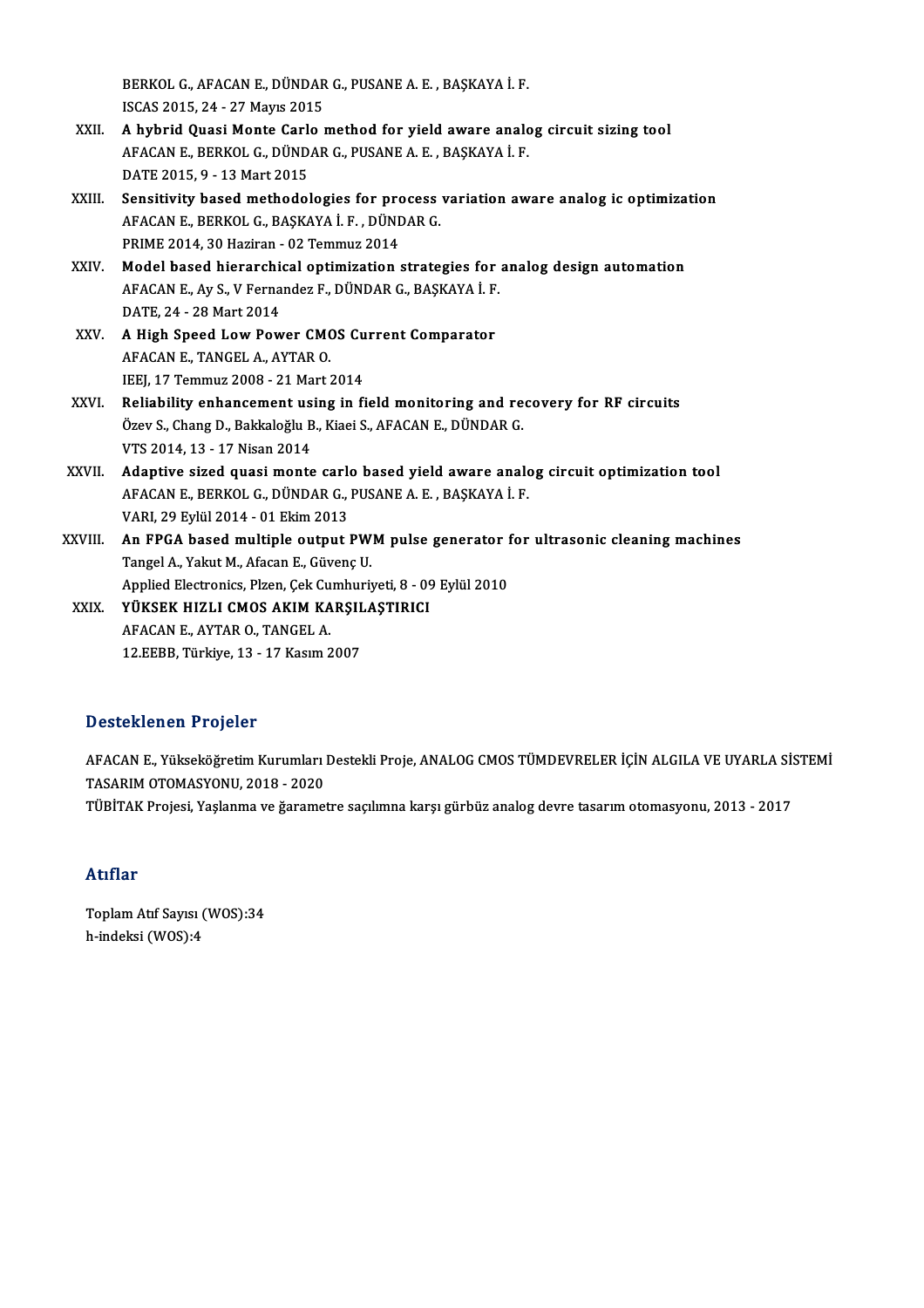BERKOL G., AFACAN E., DÜNDAR G., PUSANE A. E. , BAŞKAYA İ. F.
ISCAS 2015, 24 - 27 Mayıs 2015

XXII. **A hybrid Quasi Monte Carlo method for yield aware analog circuit sizing tool**
AFACAN E., BERKOL G., DÜNDAR G., PUSANE A. E. , BAŞKAYA İ. F.
DATE 2015, 9 - 13 Mart 2015

XXIII. **Sensitivity based methodologies for process variation aware analog ic optimization**
AFACAN E., BERKOL G., BAŞKAYA İ. F. , DÜNDAR G.
PRIME 2014, 30 Haziran - 02 Temmuz 2014

XXIV. **Model based hierarchical optimization strategies for analog design automation**
AFACAN E., Ay S., V Fernandez F., DÜNDAR G., BAŞKAYA İ. F.
DATE, 24 - 28 Mart 2014

XXV. **A High Speed Low Power CMOS Current Comparator**
AFACAN E., TANGEL A., AYTAR O.
IEEJ, 17 Temmuz 2008 - 21 Mart 2014

XXVI. **Reliability enhancement using in field monitoring and recovery for RF circuits**
Özev S., Chang D., Bakkaloğlu B., Kiaei S., AFACAN E., DÜNDAR G.
VTS 2014, 13 - 17 Nisan 2014

XXVII. **Adaptive sized quasi monte carlo based yield aware analog circuit optimization tool**
AFACAN E., BERKOL G., DÜNDAR G., PUSANE A. E. , BAŞKAYA İ. F.
VARI, 29 Eylül 2014 - 01 Ekim 2013

XXVIII. **An FPGA based multiple output PWM pulse generator for ultrasonic cleaning machines**
Tangel A., Yakut M., Afacan E., Güvenç U.
Applied Electronics, Plzen, Çek Cumhuriyeti, 8 - 09 Eylül 2010

XXIX. **YÜKSEK HIZLI CMOS AKIM KARŞILAŞTIRICI**
AFACAN E., AYTAR O., TANGEL A.
12.EEBB, Türkiye, 13 - 17 Kasım 2007

## Desteklenen Projeler

AFACAN E., Yükseköğretim Kurumları Destekli Proje, ANALOG CMOS TÜMDEVRELER İÇİN ALGILA VE UYARLA SİSTEMİ TASARIM OTOMASYONU, 2018 - 2020

TÜBİTAK Projesi, Yaşlanma ve ğarametre saçılımna karşı gürbüz analog devre tasarım otomasyonu, 2013 - 2017

## Atıflar

Toplam Atıf Sayısı (WOS):34
h-indeksi (WOS):4